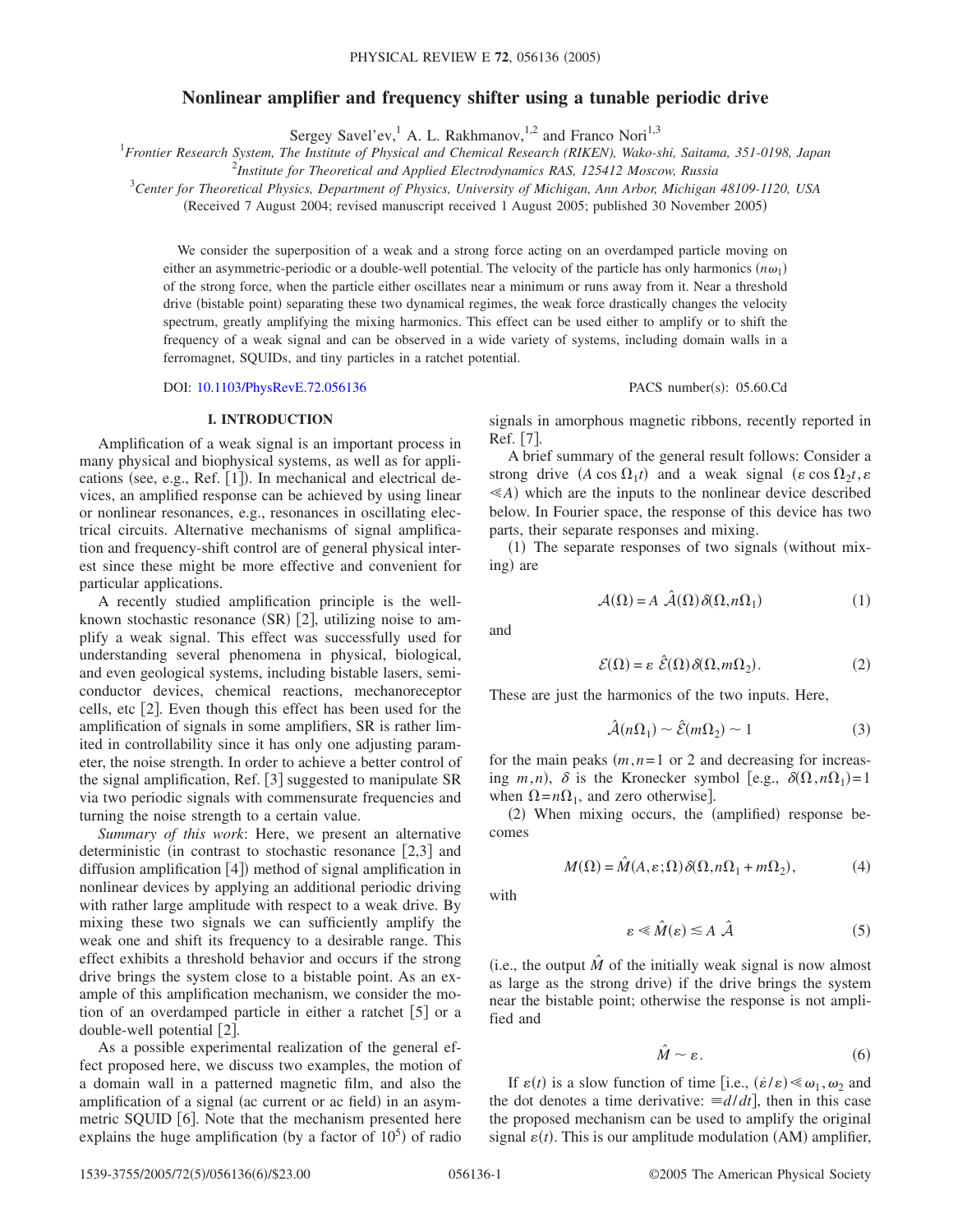# Nonlinear amplifier and frequency shifter using a tunable periodic drive

Sergey Savel'ev,[1] A. L. Rakhmanov,[1,2] and Franco Nori[1,3]

[1]*Frontier Research System, The Institute of Physical and Chemical Research (RIKEN), Wako-shi, Saitama, 351-0198, Japan*
[2]*Institute for Theoretical and Applied Electrodynamics RAS, 125412 Moscow, Russia*
[3]*Center for Theoretical Physics, Department of Physics, University of Michigan, Ann Arbor, Michigan 48109-1120, USA*

(Received 7 August 2004; revised manuscript received 1 August 2005; published 30 November 2005)

We consider the superposition of a weak and a strong force acting on an overdamped particle moving on either an asymmetric-periodic or a double-well potential. The velocity of the particle has only harmonics $(n\omega_1)$ of the strong force, when the particle either oscillates near a minimum or runs away from it. Near a threshold drive (bistable point) separating these two dynamical regimes, the weak force drastically changes the velocity spectrum, greatly amplifying the mixing harmonics. This effect can be used either to amplify or to shift the frequency of a weak signal and can be observed in a wide variety of systems, including domain walls in a ferromagnet, SQUIDs, and tiny particles in a ratchet potential.

DOI: 10.1103/PhysRevE.72.056136 PACS number(s): 05.60.Cd

## I. INTRODUCTION

Amplification of a weak signal is an important process in many physical and biophysical systems, as well as for applications (see, e.g., Ref. [1]). In mechanical and electrical devices, an amplified response can be achieved by using linear or nonlinear resonances, e.g., resonances in oscillating electrical circuits. Alternative mechanisms of signal amplification and frequency-shift control are of general physical interest since these might be more effective and convenient for particular applications.

A recently studied amplification principle is the well-known stochastic resonance (SR) [2], utilizing noise to amplify a weak signal. This effect was successfully used for understanding several phenomena in physical, biological, and even geological systems, including bistable lasers, semiconductor devices, chemical reactions, mechanoreceptor cells, etc [2]. Even though this effect has been used for the amplification of signals in some amplifiers, SR is rather limited in controllability since it has only one adjusting parameter, the noise strength. In order to achieve a better control of the signal amplification, Ref. [3] suggested to manipulate SR via two periodic signals with commensurate frequencies and turning the noise strength to a certain value.

*Summary of this work*: Here, we present an alternative deterministic (in contrast to stochastic resonance [2,3] and diffusion amplification [4]) method of signal amplification in nonlinear devices by applying an additional periodic driving with rather large amplitude with respect to a weak drive. By mixing these two signals we can sufficiently amplify the weak one and shift its frequency to a desirable range. This effect exhibits a threshold behavior and occurs if the strong drive brings the system close to a bistable point. As an example of this amplification mechanism, we consider the motion of an overdamped particle in either a ratchet [5] or a double-well potential [2].

As a possible experimental realization of the general effect proposed here, we discuss two examples, the motion of a domain wall in a patterned magnetic film, and also the amplification of a signal (ac current or ac field) in an asymmetric SQUID [6]. Note that the mechanism presented here explains the huge amplification (by a factor of $10^5$) of radio signals in amorphous magnetic ribbons, recently reported in Ref. [7].

A brief summary of the general result follows: Consider a strong drive $(A\cos\Omega_1 t)$ and a weak signal $(\varepsilon\cos\Omega_2 t, \varepsilon \ll A)$ which are the inputs to the nonlinear device described below. In Fourier space, the response of this device has two parts, their separate responses and mixing.

(1) The separate responses of two signals (without mixing) are

$$\mathcal{A}(\Omega) = A\ \hat{\mathcal{A}}(\Omega)\,\delta(\Omega, n\Omega_1) \tag{1}$$

and

$$\mathcal{E}(\Omega) = \varepsilon\ \hat{\mathcal{E}}(\Omega)\,\delta(\Omega, m\Omega_2). \tag{2}$$

These are just the harmonics of the two inputs. Here,

$$\hat{\mathcal{A}}(n\Omega_1) \sim \hat{\mathcal{E}}(m\Omega_2) \sim 1 \tag{3}$$

for the main peaks ($m,n=1$ or 2 and decreasing for increasing $m,n$), $\delta$ is the Kronecker symbol [e.g., $\delta(\Omega, n\Omega_1)=1$ when $\Omega = n\Omega_1$, and zero otherwise].

(2) When mixing occurs, the (amplified) response becomes

$$M(\Omega) = \hat{M}(A,\varepsilon;\Omega)\,\delta(\Omega, n\Omega_1 + m\Omega_2), \tag{4}$$

with

$$\varepsilon \ll \hat{M}(\varepsilon) \lesssim A\ \hat{\mathcal{A}} \tag{5}$$

(i.e., the output $\hat{M}$ of the initially weak signal is now almost as large as the strong drive) if the drive brings the system near the bistable point; otherwise the response is not amplified and

$$\hat{M} \sim \varepsilon. \tag{6}$$

If $\varepsilon(t)$ is a slow function of time [i.e., $(\dot{\varepsilon}/\varepsilon) \ll \omega_1, \omega_2$ and the dot denotes a time derivative: $\equiv d/dt$], then in this case the proposed mechanism can be used to amplify the original signal $\varepsilon(t)$. This is our amplitude modulation (AM) amplifier,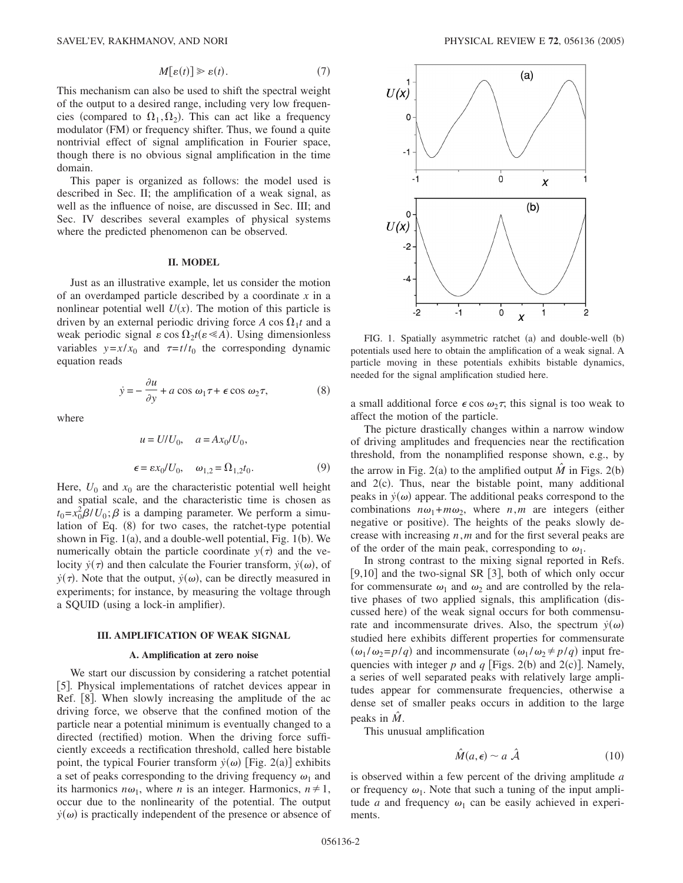$$M[\varepsilon(t)] \gg \varepsilon(t). \tag{7}$$

This mechanism can also be used to shift the spectral weight of the output to a desired range, including very low frequencies (compared to $\Omega_1, \Omega_2$). This can act like a frequency modulator (FM) or frequency shifter. Thus, we found a quite nontrivial effect of signal amplification in Fourier space, though there is no obvious signal amplification in the time domain.

This paper is organized as follows: the model used is described in Sec. II; the amplification of a weak signal, as well as the influence of noise, are discussed in Sec. III; and Sec. IV describes several examples of physical systems where the predicted phenomenon can be observed.

## II. MODEL

Just as an illustrative example, let us consider the motion of an overdamped particle described by a coordinate $x$ in a nonlinear potential well $U(x)$. The motion of this particle is driven by an external periodic driving force $A \cos \Omega_1 t$ and a weak periodic signal $\varepsilon \cos \Omega_2 t (\varepsilon \ll A)$. Using dimensionless variables $y = x/x_0$ and $\tau = t/t_0$ the corresponding dynamic equation reads

$$\dot{y} = -\frac{\partial u}{\partial y} + a \cos \omega_1 \tau + \epsilon \cos \omega_2 \tau, \tag{8}$$

where

$$u = U/U_0, \quad a = Ax_0/U_0,$$

$$\epsilon = \varepsilon x_0/U_0, \quad \omega_{1,2} = \Omega_{1,2} t_0. \tag{9}$$

Here, $U_0$ and $x_0$ are the characteristic potential well height and spatial scale, and the characteristic time is chosen as $t_0 = x_0^2 \beta / U_0$; $\beta$ is a damping parameter. We perform a simulation of Eq. (8) for two cases, the ratchet-type potential shown in Fig. 1(a), and a double-well potential, Fig. 1(b). We numerically obtain the particle coordinate $y(\tau)$ and the velocity $\dot{y}(\tau)$ and then calculate the Fourier transform, $\dot{y}(\omega)$, of $\dot{y}(\tau)$. Note that the output, $\dot{y}(\omega)$, can be directly measured in experiments; for instance, by measuring the voltage through a SQUID (using a lock-in amplifier).

## III. AMPLIFICATION OF WEAK SIGNAL

### A. Amplification at zero noise

We start our discussion by considering a ratchet potential [5]. Physical implementations of ratchet devices appear in Ref. [8]. When slowly increasing the amplitude of the ac driving force, we observe that the confined motion of the particle near a potential minimum is eventually changed to a directed (rectified) motion. When the driving force sufficiently exceeds a rectification threshold, called here bistable point, the typical Fourier transform $\dot{y}(\omega)$ [Fig. 2(a)] exhibits a set of peaks corresponding to the driving frequency $\omega_1$ and its harmonics $n\omega_1$, where $n$ is an integer. Harmonics, $n \neq 1$, occur due to the nonlinearity of the potential. The output $\dot{y}(\omega)$ is practically independent of the presence or absence of a small additional force $\epsilon \cos \omega_2 \tau$; this signal is too weak to affect the motion of the particle.

FIG. 1. Spatially asymmetric ratchet (a) and double-well (b) potentials used here to obtain the amplification of a weak signal. A particle moving in these potentials exhibits bistable dynamics, needed for the signal amplification studied here.

The picture drastically changes within a narrow window of driving amplitudes and frequencies near the rectification threshold, from the nonamplified response shown, e.g., by the arrow in Fig. 2(a) to the amplified output $\hat{M}$ in Figs. 2(b) and 2(c). Thus, near the bistable point, many additional peaks in $\dot{y}(\omega)$ appear. The additional peaks correspond to the combinations $n\omega_1 + m\omega_2$, where $n, m$ are integers (either negative or positive). The heights of the peaks slowly decrease with increasing $n, m$ and for the first several peaks are of the order of the main peak, corresponding to $\omega_1$.

In strong contrast to the mixing signal reported in Refs. [9,10] and the two-signal SR [3], both of which only occur for commensurate $\omega_1$ and $\omega_2$ and are controlled by the relative phases of two applied signals, this amplification (discussed here) of the weak signal occurs for both commensurate and incommensurate drives. Also, the spectrum $\dot{y}(\omega)$ studied here exhibits different properties for commensurate $(\omega_1/\omega_2 = p/q)$ and incommensurate $(\omega_1/\omega_2 \neq p/q)$ input frequencies with integer $p$ and $q$ [Figs. 2(b) and 2(c)]. Namely, a series of well separated peaks with relatively large amplitudes appear for commensurate frequencies, otherwise a dense set of smaller peaks occurs in addition to the large peaks in $\hat{M}$.

This unusual amplification

$$\hat{M}(a, \epsilon) \sim a \; \hat{\mathcal{A}} \tag{10}$$

is observed within a few percent of the driving amplitude $a$ or frequency $\omega_1$. Note that such a tuning of the input amplitude $a$ and frequency $\omega_1$ can be easily achieved in experiments.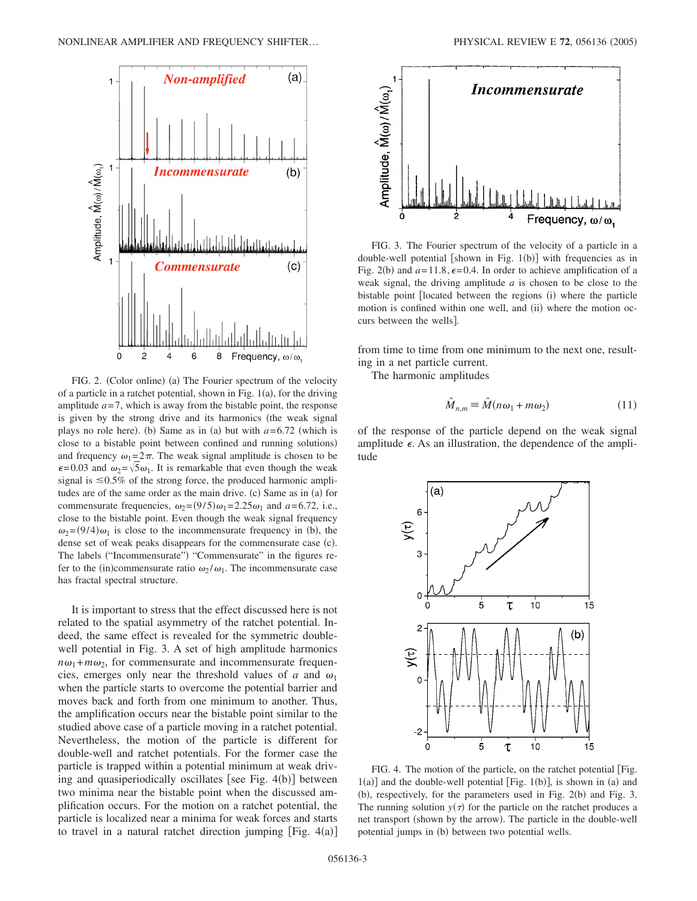FIG. 2. (Color online) (a) The Fourier spectrum of the velocity of a particle in a ratchet potential, shown in Fig. 1(a), for the driving amplitude $a=7$, which is away from the bistable point, the response is given by the strong drive and its harmonics (the weak signal plays no role here). (b) Same as in (a) but with $a=6.72$ (which is close to a bistable point between confined and running solutions) and frequency $\omega_1=2\pi$. The weak signal amplitude is chosen to be $\epsilon=0.03$ and $\omega_2=\sqrt{5}\omega_1$. It is remarkable that even though the weak signal is $\lesssim 0.5\%$ of the strong force, the produced harmonic amplitudes are of the same order as the main drive. (c) Same as in (a) for commensurate frequencies, $\omega_2=(9/5)\omega_1=2.25\omega_1$ and $a=6.72$, i.e., close to the bistable point. Even though the weak signal frequency $\omega_2=(9/4)\omega_1$ is close to the incommensurate frequency in (b), the dense set of weak peaks disappears for the commensurate case (c). The labels ("Incommensurate") "Commensurate" in the figures refer to the (in)commensurate ratio $\omega_2/\omega_1$. The incommensurate case has fractal spectral structure.

It is important to stress that the effect discussed here is not related to the spatial asymmetry of the ratchet potential. Indeed, the same effect is revealed for the symmetric double-well potential in Fig. 3. A set of high amplitude harmonics $n\omega_1+m\omega_2$, for commensurate and incommensurate frequencies, emerges only near the threshold values of $a$ and $\omega_1$ when the particle starts to overcome the potential barrier and moves back and forth from one minimum to another. Thus, the amplification occurs near the bistable point similar to the studied above case of a particle moving in a ratchet potential. Nevertheless, the motion of the particle is different for double-well and ratchet potentials. For the former case the particle is trapped within a potential minimum at weak driving and quasiperiodically oscillates [see Fig. 4(b)] between two minima near the bistable point when the discussed amplification occurs. For the motion on a ratchet potential, the particle is localized near a minima for weak forces and starts to travel in a natural ratchet direction jumping [Fig. 4(a)] from time to time from one minimum to the next one, resulting in a net particle current.

FIG. 3. The Fourier spectrum of the velocity of a particle in a double-well potential [shown in Fig. 1(b)] with frequencies as in Fig. 2(b) and $a=11.8, \epsilon=0.4$. In order to achieve amplification of a weak signal, the driving amplitude $a$ is chosen to be close to the bistable point [located between the regions (i) where the particle motion is confined within one well, and (ii) where the motion occurs between the wells].

The harmonic amplitudes

$$\hat{M}_{n,m} \equiv \hat{M}(n\omega_1 + m\omega_2) \tag{11}$$

of the response of the particle depend on the weak signal amplitude $\epsilon$. As an illustration, the dependence of the amplitude

FIG. 4. The motion of the particle, on the ratchet potential [Fig. 1(a)] and the double-well potential [Fig. 1(b)], is shown in (a) and (b), respectively, for the parameters used in Fig. 2(b) and Fig. 3. The running solution $y(\tau)$ for the particle on the ratchet produces a net transport (shown by the arrow). The particle in the double-well potential jumps in (b) between two potential wells.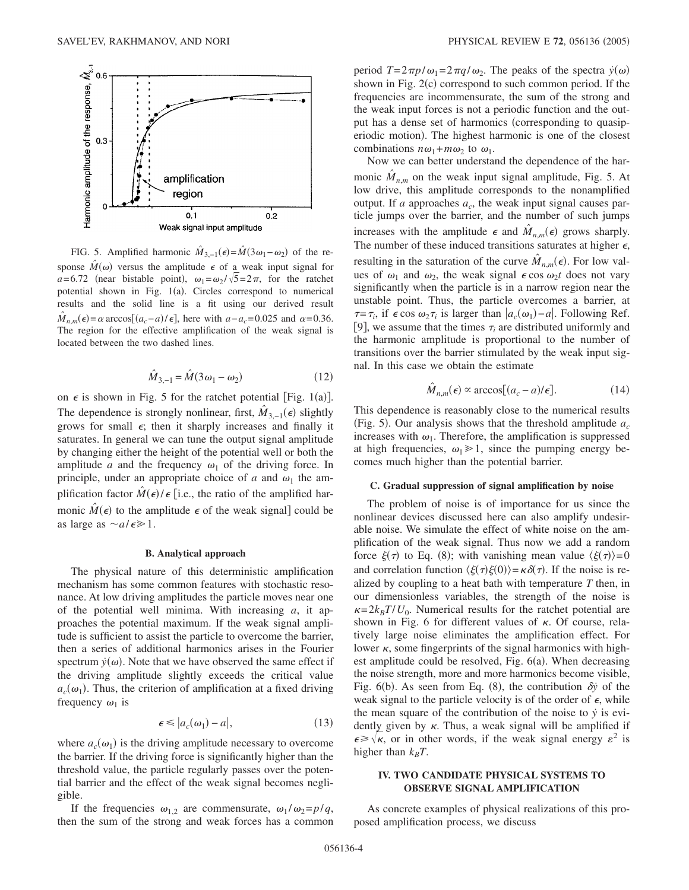FIG. 5. Amplified harmonic $\hat{M}_{3,-1}(\epsilon)=\hat{M}(3\omega_1-\omega_2)$ of the response $\hat{M}(\omega)$ versus the amplitude $\epsilon$ of a weak input signal for $a=6.72$ (near bistable point), $\omega_1=\omega_2/\sqrt{5}=2\pi$, for the ratchet potential shown in Fig. 1(a). Circles correspond to numerical results and the solid line is a fit using our derived result $\hat{M}_{n,m}(\epsilon)=\alpha \arccos[(a_c-a)/\epsilon]$, here with $a-a_c=0.025$ and $\alpha=0.36$. The region for the effective amplification of the weak signal is located between the two dashed lines.

$$\hat{M}_{3,-1} = \hat{M}(3\omega_1 - \omega_2) \tag{12}$$

on $\epsilon$ is shown in Fig. 5 for the ratchet potential [Fig. 1(a)]. The dependence is strongly nonlinear, first, $\hat{M}_{3,-1}(\epsilon)$ slightly grows for small $\epsilon$; then it sharply increases and finally it saturates. In general we can tune the output signal amplitude by changing either the height of the potential well or both the amplitude $a$ and the frequency $\omega_1$ of the driving force. In principle, under an appropriate choice of $a$ and $\omega_1$ the amplification factor $\hat{M}(\epsilon)/\epsilon$ [i.e., the ratio of the amplified harmonic $\hat{M}(\epsilon)$ to the amplitude $\epsilon$ of the weak signal] could be as large as $\sim a/\epsilon \gg 1$.

### B. Analytical approach

The physical nature of this deterministic amplification mechanism has some common features with stochastic resonance. At low driving amplitudes the particle moves near one of the potential well minima. With increasing $a$, it approaches the potential maximum. If the weak signal amplitude is sufficient to assist the particle to overcome the barrier, then a series of additional harmonics arises in the Fourier spectrum $\dot{y}(\omega)$. Note that we have observed the same effect if the driving amplitude slightly exceeds the critical value $a_c(\omega_1)$. Thus, the criterion of amplification at a fixed driving frequency $\omega_1$ is

$$\epsilon \leq |a_c(\omega_1) - a|, \tag{13}$$

where $a_c(\omega_1)$ is the driving amplitude necessary to overcome the barrier. If the driving force is significantly higher than the threshold value, the particle regularly passes over the potential barrier and the effect of the weak signal becomes negligible.

If the frequencies $\omega_{1,2}$ are commensurate, $\omega_1/\omega_2=p/q$, then the sum of the strong and weak forces has a common period $T=2\pi p/\omega_1=2\pi q/\omega_2$. The peaks of the spectra $\dot{y}(\omega)$ shown in Fig. 2(c) correspond to such common period. If the frequencies are incommensurate, the sum of the strong and the weak input forces is not a periodic function and the output has a dense set of harmonics (corresponding to quasiperiodic motion). The highest harmonic is one of the closest combinations $n\omega_1+m\omega_2$ to $\omega_1$.

Now we can better understand the dependence of the harmonic $\hat{M}_{n,m}$ on the weak input signal amplitude, Fig. 5. At low drive, this amplitude corresponds to the nonamplified output. If $a$ approaches $a_c$, the weak input signal causes particle jumps over the barrier, and the number of such jumps increases with the amplitude $\epsilon$ and $\hat{M}_{n,m}(\epsilon)$ grows sharply. The number of these induced transitions saturates at higher $\epsilon$, resulting in the saturation of the curve $\hat{M}_{n,m}(\epsilon)$. For low values of $\omega_1$ and $\omega_2$, the weak signal $\epsilon \cos \omega_2 t$ does not vary significantly when the particle is in a narrow region near the unstable point. Thus, the particle overcomes a barrier, at $\tau=\tau_i$, if $\epsilon \cos \omega_2 \tau_i$ is larger than $|a_c(\omega_1)-a|$. Following Ref. [9], we assume that the times $\tau_i$ are distributed uniformly and the harmonic amplitude is proportional to the number of transitions over the barrier stimulated by the weak input signal. In this case we obtain the estimate

$$\hat{M}_{n,m}(\epsilon) \propto \arccos[(a_c - a)/\epsilon]. \tag{14}$$

This dependence is reasonably close to the numerical results (Fig. 5). Our analysis shows that the threshold amplitude $a_c$ increases with $\omega_1$. Therefore, the amplification is suppressed at high frequencies, $\omega_1 \gg 1$, since the pumping energy becomes much higher than the potential barrier.

### C. Gradual suppression of signal amplification by noise

The problem of noise is of importance for us since the nonlinear devices discussed here can also amplify undesirable noise. We simulate the effect of white noise on the amplification of the weak signal. Thus now we add a random force $\xi(\tau)$ to Eq. (8); with vanishing mean value $\langle \xi(\tau) \rangle = 0$ and correlation function $\langle \xi(\tau)\xi(0) \rangle = \kappa \delta(\tau)$. If the noise is realized by coupling to a heat bath with temperature $T$ then, in our dimensionless variables, the strength of the noise is $\kappa = 2k_BT/U_0$. Numerical results for the ratchet potential are shown in Fig. 6 for different values of $\kappa$. Of course, relatively large noise eliminates the amplification effect. For lower $\kappa$, some fingerprints of the signal harmonics with highest amplitude could be resolved, Fig. 6(a). When decreasing the noise strength, more and more harmonics become visible, Fig. 6(b). As seen from Eq. (8), the contribution $\delta\dot{y}$ of the weak signal to the particle velocity is of the order of $\epsilon$, while the mean square of the contribution of the noise to $\dot{y}$ is evidently given by $\kappa$. Thus, a weak signal will be amplified if $\epsilon \gg \sqrt{\kappa}$, or in other words, if the weak signal energy $\varepsilon^2$ is higher than $k_BT$.

## IV. TWO CANDIDATE PHYSICAL SYSTEMS TO OBSERVE SIGNAL AMPLIFICATION

As concrete examples of physical realizations of this proposed amplification process, we discuss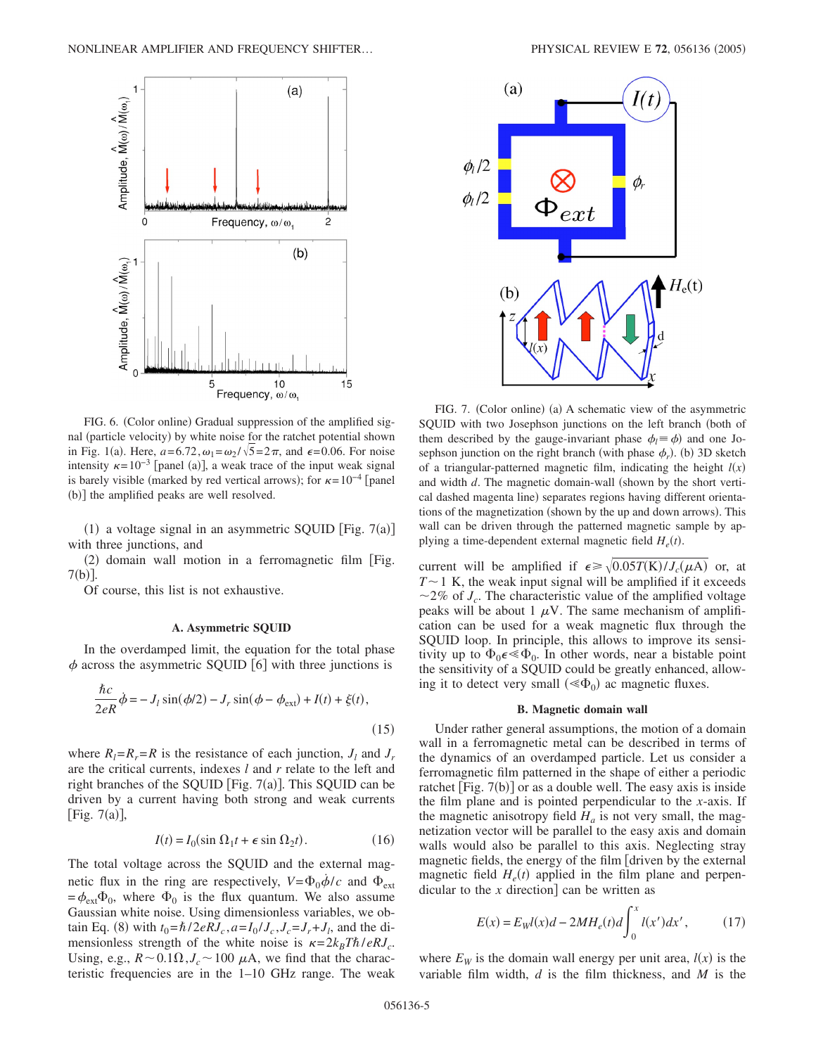FIG. 6. (Color online) Gradual suppression of the amplified signal (particle velocity) by white noise for the ratchet potential shown in Fig. 1(a). Here, $a=6.72, \omega_1=\omega_2/\sqrt{5}=2\pi$, and $\epsilon=0.06$. For noise intensity $\kappa=10^{-3}$ [panel (a)], a weak trace of the input weak signal is barely visible (marked by red vertical arrows); for $\kappa=10^{-4}$ [panel (b)] the amplified peaks are well resolved.

(1) a voltage signal in an asymmetric SQUID [Fig. 7(a)] with three junctions, and

(2) domain wall motion in a ferromagnetic film [Fig. 7(b)].

Of course, this list is not exhaustive.

### A. Asymmetric SQUID

In the overdamped limit, the equation for the total phase $\phi$ across the asymmetric SQUID [6] with three junctions is

$$\frac{\hbar c}{2eR}\dot{\phi} = -J_l \sin(\phi/2) - J_r \sin(\phi - \phi_{\text{ext}}) + I(t) + \xi(t), \tag{15}$$

where $R_l=R_r=R$ is the resistance of each junction, $J_l$ and $J_r$ are the critical currents, indexes $l$ and $r$ relate to the left and right branches of the SQUID [Fig. 7(a)]. This SQUID can be driven by a current having both strong and weak currents [Fig. 7(a)],

$$I(t) = I_0(\sin \Omega_1 t + \epsilon \sin \Omega_2 t). \tag{16}$$

The total voltage across the SQUID and the external magnetic flux in the ring are respectively, $V=\Phi_0\dot{\phi}/c$ and $\Phi_{\text{ext}}=\phi_{\text{ext}}\Phi_0$, where $\Phi_0$ is the flux quantum. We also assume Gaussian white noise. Using dimensionless variables, we obtain Eq. (8) with $t_0=\hbar/2eRJ_c, a=I_0/J_c, J_c=J_r+J_l$, and the dimensionless strength of the white noise is $\kappa=2k_BT\hbar/eRJ_c$. Using, e.g., $R\sim 0.1\Omega, J_c\sim 100\ \mu$A, we find that the characteristic frequencies are in the 1–10 GHz range. The weak current will be amplified if $\epsilon \geqslant \sqrt{0.05T(\text{K})/J_c(\mu\text{A})}$ or, at $T\sim 1$ K, the weak input signal will be amplified if it exceeds $\sim 2\%$ of $J_c$. The characteristic value of the amplified voltage peaks will be about 1 $\mu$V. The same mechanism of amplification can be used for a weak magnetic flux through the SQUID loop. In principle, this allows to improve its sensitivity up to $\Phi_0\epsilon \ll \Phi_0$. In other words, near a bistable point the sensitivity of a SQUID could be greatly enhanced, allowing it to detect very small ($\ll \Phi_0$) ac magnetic fluxes.

FIG. 7. (Color online) (a) A schematic view of the asymmetric SQUID with two Josephson junctions on the left branch (both of them described by the gauge-invariant phase $\phi_l \equiv \phi$) and one Josephson junction on the right branch (with phase $\phi_r$). (b) 3D sketch of a triangular-patterned magnetic film, indicating the height $l(x)$ and width $d$. The magnetic domain-wall (shown by the short vertical dashed magenta line) separates regions having different orientations of the magnetization (shown by the up and down arrows). This wall can be driven through the patterned magnetic sample by applying a time-dependent external magnetic field $H_e(t)$.

### B. Magnetic domain wall

Under rather general assumptions, the motion of a domain wall in a ferromagnetic metal can be described in terms of the dynamics of an overdamped particle. Let us consider a ferromagnetic film patterned in the shape of either a periodic ratchet [Fig. 7(b)] or as a double well. The easy axis is inside the film plane and is pointed perpendicular to the $x$-axis. If the magnetic anisotropy field $H_a$ is not very small, the magnetization vector will be parallel to the easy axis and domain walls would also be parallel to this axis. Neglecting stray magnetic fields, the energy of the film [driven by the external magnetic field $H_e(t)$ applied in the film plane and perpendicular to the $x$ direction] can be written as

$$E(x) = E_W l(x)d - 2MH_e(t)d\int_0^x l(x')dx', \tag{17}$$

where $E_W$ is the domain wall energy per unit area, $l(x)$ is the variable film width, $d$ is the film thickness, and $M$ is the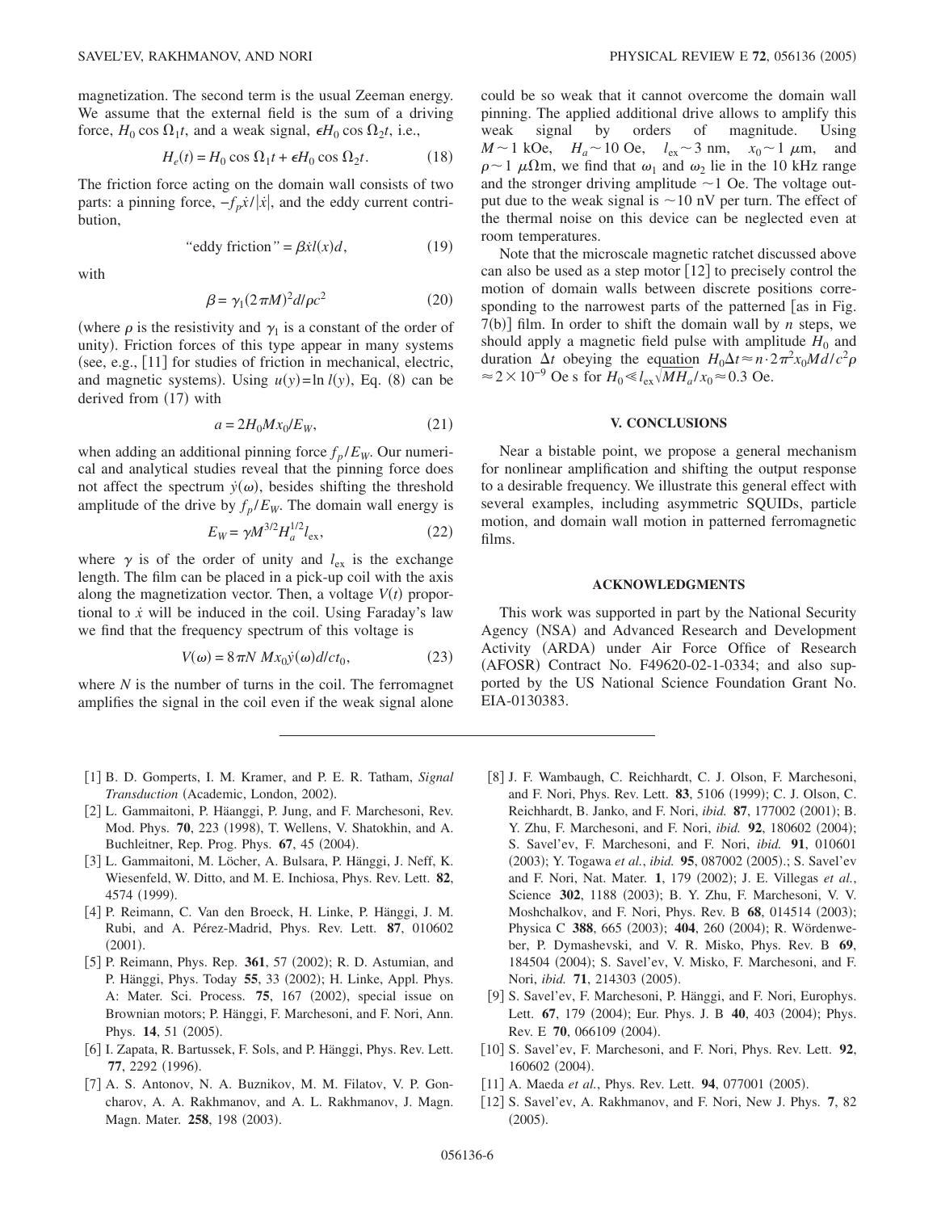magnetization. The second term is the usual Zeeman energy. We assume that the external field is the sum of a driving force, $H_0 \cos \Omega_1 t$, and a weak signal, $\epsilon H_0 \cos \Omega_2 t$, i.e.,

$$H_e(t) = H_0 \cos \Omega_1 t + \epsilon H_0 \cos \Omega_2 t. \tag{18}$$

The friction force acting on the domain wall consists of two parts: a pinning force, $-f_p \dot{x}/|\dot{x}|$, and the eddy current contribution,

$$\text{"eddy friction"} = \beta \dot{x} l(x) d, \tag{19}$$

with

$$\beta = \gamma_1 (2\pi M)^2 d/\rho c^2 \tag{20}$$

(where $\rho$ is the resistivity and $\gamma_1$ is a constant of the order of unity). Friction forces of this type appear in many systems (see, e.g., [11] for studies of friction in mechanical, electric, and magnetic systems). Using $u(y) = \ln l(y)$, Eq. (8) can be derived from (17) with

$$a = 2H_0 M x_0 / E_W, \tag{21}$$

when adding an additional pinning force $f_p/E_W$. Our numerical and analytical studies reveal that the pinning force does not affect the spectrum $\dot{y}(\omega)$, besides shifting the threshold amplitude of the drive by $f_p/E_W$. The domain wall energy is

$$E_W = \gamma M^{3/2} H_a^{1/2} l_{\text{ex}}, \tag{22}$$

where $\gamma$ is of the order of unity and $l_{\text{ex}}$ is the exchange length. The film can be placed in a pick-up coil with the axis along the magnetization vector. Then, a voltage $V(t)$ proportional to $\dot{x}$ will be induced in the coil. Using Faraday's law we find that the frequency spectrum of this voltage is

$$V(\omega) = 8\pi N\, M x_0 \dot{y}(\omega) d/c t_0, \tag{23}$$

where $N$ is the number of turns in the coil. The ferromagnet amplifies the signal in the coil even if the weak signal alone could be so weak that it cannot overcome the domain wall pinning. The applied additional drive allows to amplify this weak signal by orders of magnitude. Using $M \sim 1$ kOe, $H_a \sim 10$ Oe, $l_{\text{ex}} \sim 3$ nm, $x_0 \sim 1$ $\mu$m, and $\rho \sim 1$ $\mu\Omega$m, we find that $\omega_1$ and $\omega_2$ lie in the 10 kHz range and the stronger driving amplitude $\sim 1$ Oe. The voltage output due to the weak signal is $\sim 10$ nV per turn. The effect of the thermal noise on this device can be neglected even at room temperatures.

Note that the microscale magnetic ratchet discussed above can also be used as a step motor [12] to precisely control the motion of domain walls between discrete positions corresponding to the narrowest parts of the patterned [as in Fig. 7(b)] film. In order to shift the domain wall by $n$ steps, we should apply a magnetic field pulse with amplitude $H_0$ and duration $\Delta t$ obeying the equation $H_0 \Delta t \approx n \cdot 2\pi^2 x_0 M d / c^2 \rho \approx 2 \times 10^{-9}$ Oe s for $H_0 \ll l_{\text{ex}} \sqrt{M H_a}/x_0 \approx 0.3$ Oe.

## V. CONCLUSIONS

Near a bistable point, we propose a general mechanism for nonlinear amplification and shifting the output response to a desirable frequency. We illustrate this general effect with several examples, including asymmetric SQUIDs, particle motion, and domain wall motion in patterned ferromagnetic films.

## ACKNOWLEDGMENTS

This work was supported in part by the National Security Agency (NSA) and Advanced Research and Development Activity (ARDA) under Air Force Office of Research (AFOSR) Contract No. F49620-02-1-0334; and also supported by the US National Science Foundation Grant No. EIA-0130383.

---

[1] B. D. Gomperts, I. M. Kramer, and P. E. R. Tatham, *Signal Transduction* (Academic, London, 2002).

[2] L. Gammaitoni, P. Häanggi, P. Jung, and F. Marchesoni, Rev. Mod. Phys. **70**, 223 (1998), T. Wellens, V. Shatokhin, and A. Buchleitner, Rep. Prog. Phys. **67**, 45 (2004).

[3] L. Gammaitoni, M. Löcher, A. Bulsara, P. Hänggi, J. Neff, K. Wiesenfeld, W. Ditto, and M. E. Inchiosa, Phys. Rev. Lett. **82**, 4574 (1999).

[4] P. Reimann, C. Van den Broeck, H. Linke, P. Hänggi, J. M. Rubi, and A. Pérez-Madrid, Phys. Rev. Lett. **87**, 010602 (2001).

[5] P. Reimann, Phys. Rep. **361**, 57 (2002); R. D. Astumian, and P. Hänggi, Phys. Today **55**, 33 (2002); H. Linke, Appl. Phys. A: Mater. Sci. Process. **75**, 167 (2002), special issue on Brownian motors; P. Hänggi, F. Marchesoni, and F. Nori, Ann. Phys. **14**, 51 (2005).

[6] I. Zapata, R. Bartussek, F. Sols, and P. Hänggi, Phys. Rev. Lett. **77**, 2292 (1996).

[7] A. S. Antonov, N. A. Buznikov, M. M. Filatov, V. P. Goncharov, A. A. Rakhmanov, and A. L. Rakhmanov, J. Magn. Magn. Mater. **258**, 198 (2003).

[8] J. F. Wambaugh, C. Reichhardt, C. J. Olson, F. Marchesoni, and F. Nori, Phys. Rev. Lett. **83**, 5106 (1999); C. J. Olson, C. Reichhardt, B. Janko, and F. Nori, *ibid.* **87**, 177002 (2001); B. Y. Zhu, F. Marchesoni, and F. Nori, *ibid.* **92**, 180602 (2004); S. Savel'ev, F. Marchesoni, and F. Nori, *ibid.* **91**, 010601 (2003); Y. Togawa *et al.*, *ibid.* **95**, 087002 (2005).; S. Savel'ev and F. Nori, Nat. Mater. **1**, 179 (2002); J. E. Villegas *et al.*, Science **302**, 1188 (2003); B. Y. Zhu, F. Marchesoni, V. V. Moshchalkov, and F. Nori, Phys. Rev. B **68**, 014514 (2003); Physica C **388**, 665 (2003); **404**, 260 (2004); R. Wördenweber, P. Dymashevski, and V. R. Misko, Phys. Rev. B **69**, 184504 (2004); S. Savel'ev, V. Misko, F. Marchesoni, and F. Nori, *ibid.* **71**, 214303 (2005).

[9] S. Savel'ev, F. Marchesoni, P. Hänggi, and F. Nori, Europhys. Lett. **67**, 179 (2004); Eur. Phys. J. B **40**, 403 (2004); Phys. Rev. E **70**, 066109 (2004).

[10] S. Savel'ev, F. Marchesoni, and F. Nori, Phys. Rev. Lett. **92**, 160602 (2004).

[11] A. Maeda *et al.*, Phys. Rev. Lett. **94**, 077001 (2005).

[12] S. Savel'ev, A. Rakhmanov, and F. Nori, New J. Phys. **7**, 82 (2005).